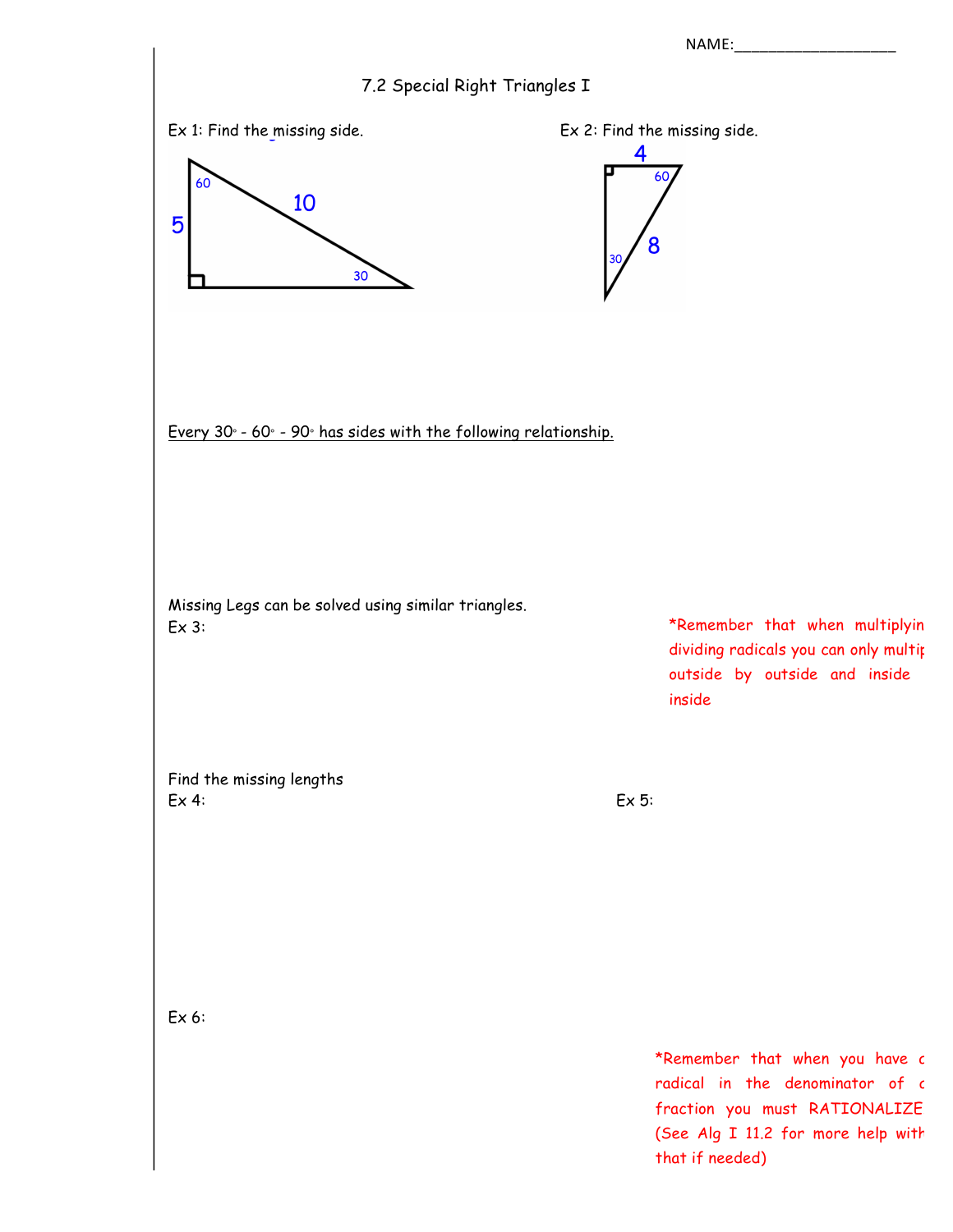NAME:___________________

# 7.2 Special Right Triangles I

Ex 1: Find the missing side.

60

10

5

30

Ex 2: Find the missing side.

4

60

8

30

Every 30° - 60° - 90° has sides with the following relationship.

Missing Legs can be solved using similar triangles.

Ex 3:

*Remember that when multiplyin dividing radicals you can only multip outside by outside and inside inside

Find the missing lengths

Ex 4:

Ex 5:

Ex 6:

*Remember that when you have a radical in the denominator of a fraction you must RATIONALIZE (See Alg I 11.2 for more help with that if needed)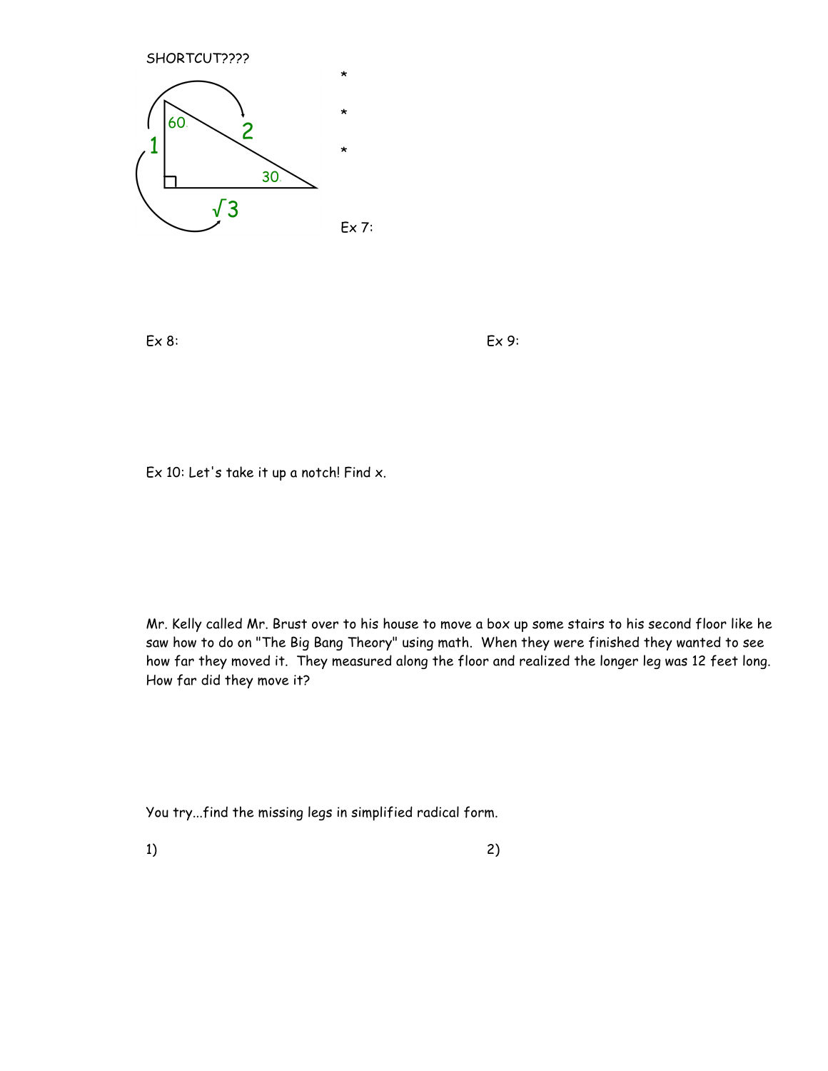SHORTCUT????

60

1

2

30

$\sqrt{3}$

*

*

*

Ex 7:

Ex 8:

Ex 9:

Ex 10: Let's take it up a notch! Find x.

Mr. Kelly called Mr. Brust over to his house to move a box up some stairs to his second floor like he saw how to do on "The Big Bang Theory" using math. When they were finished they wanted to see how far they moved it. They measured along the floor and realized the longer leg was 12 feet long. How far did they move it?

You try...find the missing legs in simplified radical form.

1)

2)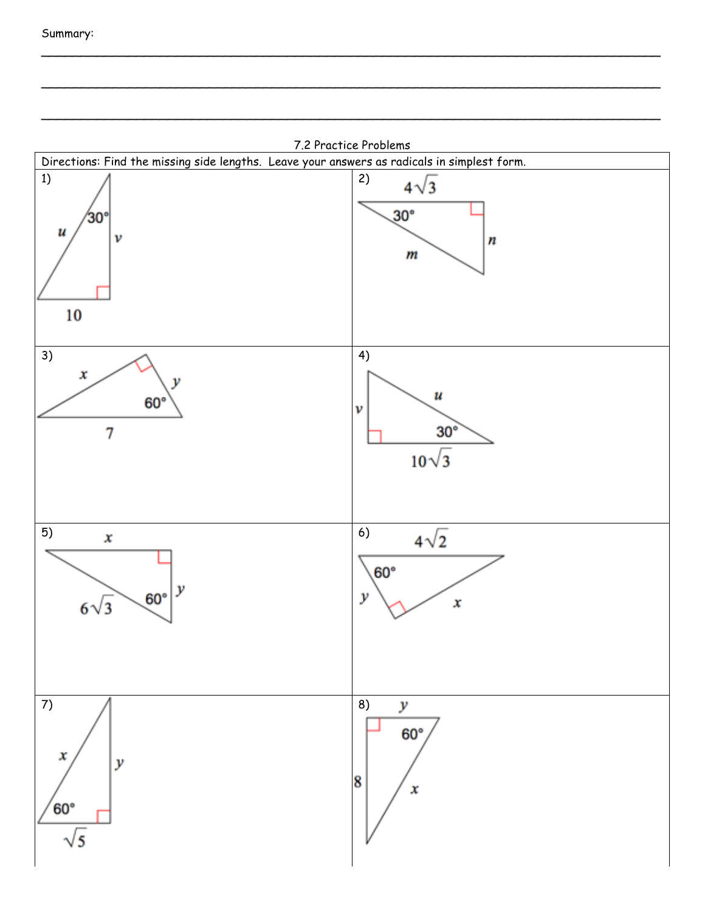Summary:

\_\_\_\_\_\_\_\_\_\_\_\_\_\_\_\_\_\_\_\_\_\_\_\_\_\_\_\_\_\_\_\_\_\_\_\_\_\_\_\_\_\_\_\_\_\_\_\_\_\_\_\_\_\_\_\_\_\_\_\_\_\_\_\_\_\_\_\_\_\_\_\_\_\_\_\_\_\_

\_\_\_\_\_\_\_\_\_\_\_\_\_\_\_\_\_\_\_\_\_\_\_\_\_\_\_\_\_\_\_\_\_\_\_\_\_\_\_\_\_\_\_\_\_\_\_\_\_\_\_\_\_\_\_\_\_\_\_\_\_\_\_\_\_\_\_\_\_\_\_\_\_\_\_\_\_\_

\_\_\_\_\_\_\_\_\_\_\_\_\_\_\_\_\_\_\_\_\_\_\_\_\_\_\_\_\_\_\_\_\_\_\_\_\_\_\_\_\_\_\_\_\_\_\_\_\_\_\_\_\_\_\_\_\_\_\_\_\_\_\_\_\_\_\_\_\_\_\_\_\_\_\_\_\_\_

## 7.2 Practice Problems

Directions: Find the missing side lengths. Leave your answers as radicals in simplest form.

| | |
|---|---|
| 1) $u$, $v$, $30°$, $10$ | 2) $4\sqrt{3}$, $30°$, $m$, $n$ |
| 3) $x$, $y$, $60°$, $7$ | 4) $v$, $u$, $30°$, $10\sqrt{3}$ |
| 5) $x$, $y$, $60°$, $6\sqrt{3}$ | 6) $4\sqrt{2}$, $60°$, $y$, $x$ |
| 7) $x$, $y$, $60°$, $\sqrt{5}$ | 8) $y$, $60°$, $8$, $x$ |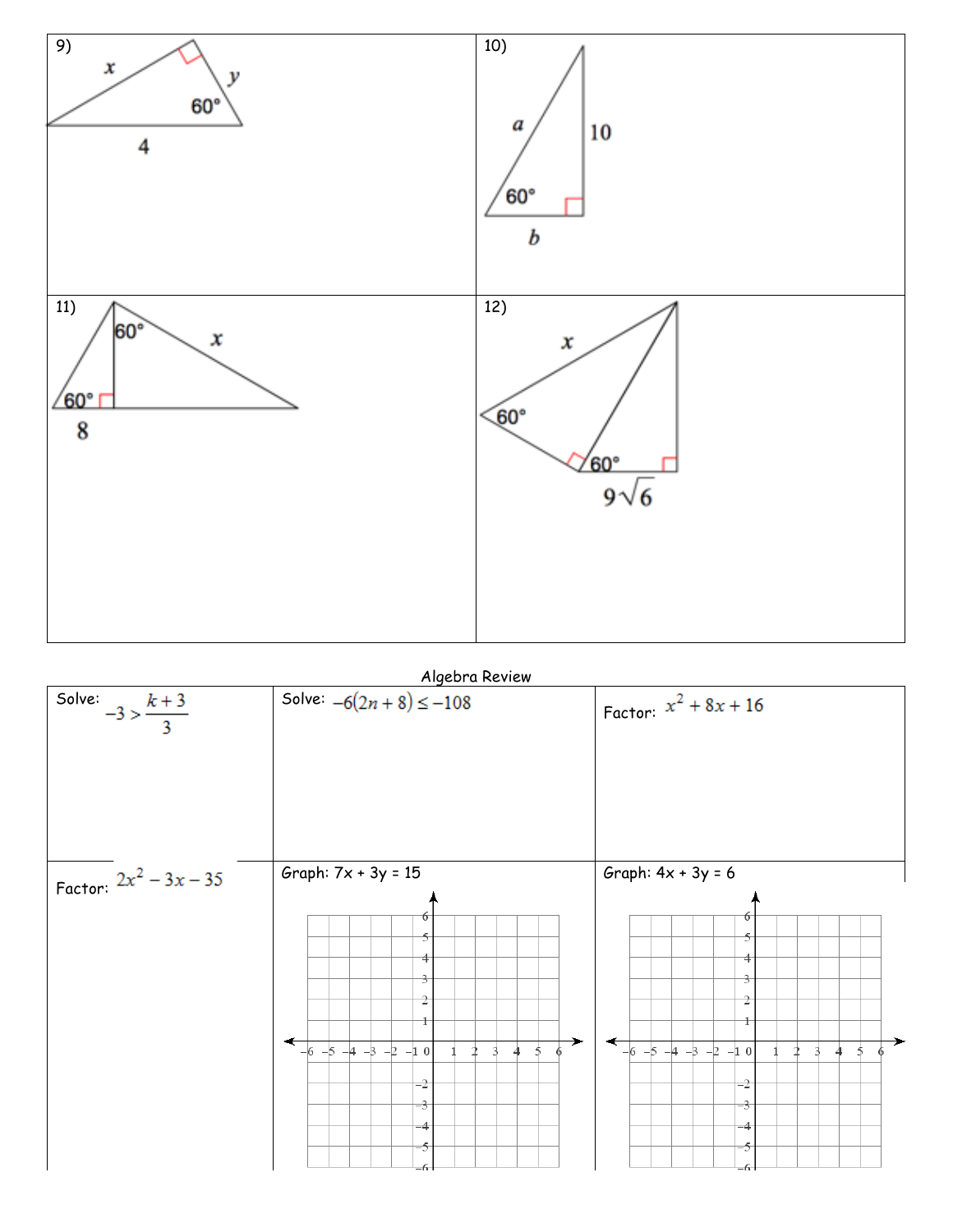9)

$x$

$y$

$60°$

$4$

10)

$a$

$10$

$60°$

$b$

11)

$60°$

$x$

$60°$

$8$

12)

$x$

$60°$

$60°$

$9\sqrt{6}$

Algebra Review

| Solve: $-3 > \dfrac{k+3}{3}$ | Solve: $-6(2n+8) \leq -108$ | Factor: $x^2 + 8x + 16$ |
|---|---|---|
| Factor: $2x^2 - 3x - 35$ | Graph: 7x + 3y = 15 | Graph: 4x + 3y = 6 |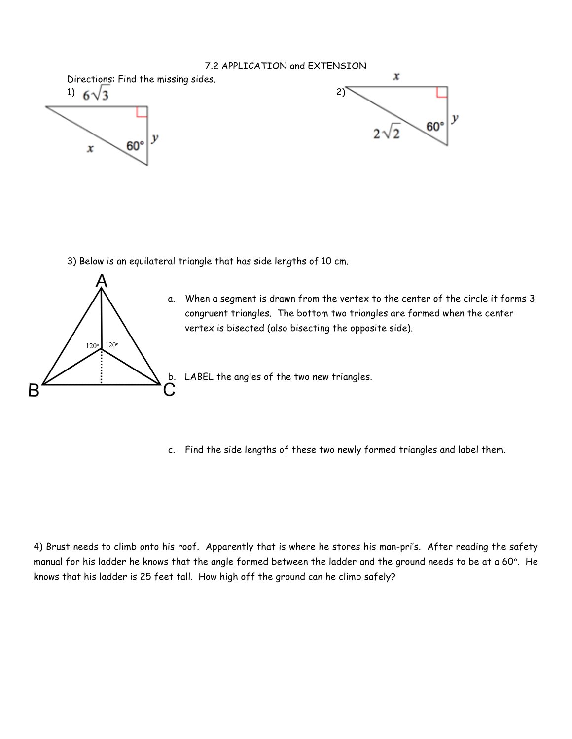7.2 APPLICATION and EXTENSION

Directions: Find the missing sides.

1) $6\sqrt{3}$

$x$

$60°$

$y$

2) $x$

$2\sqrt{2}$

$60°$

$y$

3) Below is an equilateral triangle that has side lengths of 10 cm.

A

120° 120°

B C

a. When a segment is drawn from the vertex to the center of the circle it forms 3 congruent triangles. The bottom two triangles are formed when the center vertex is bisected (also bisecting the opposite side).

b. LABEL the angles of the two new triangles.

c. Find the side lengths of these two newly formed triangles and label them.

4) Brust needs to climb onto his roof. Apparently that is where he stores his man-pri's. After reading the safety manual for his ladder he knows that the angle formed between the ladder and the ground needs to be at a 60°. He knows that his ladder is 25 feet tall. How high off the ground can he climb safely?